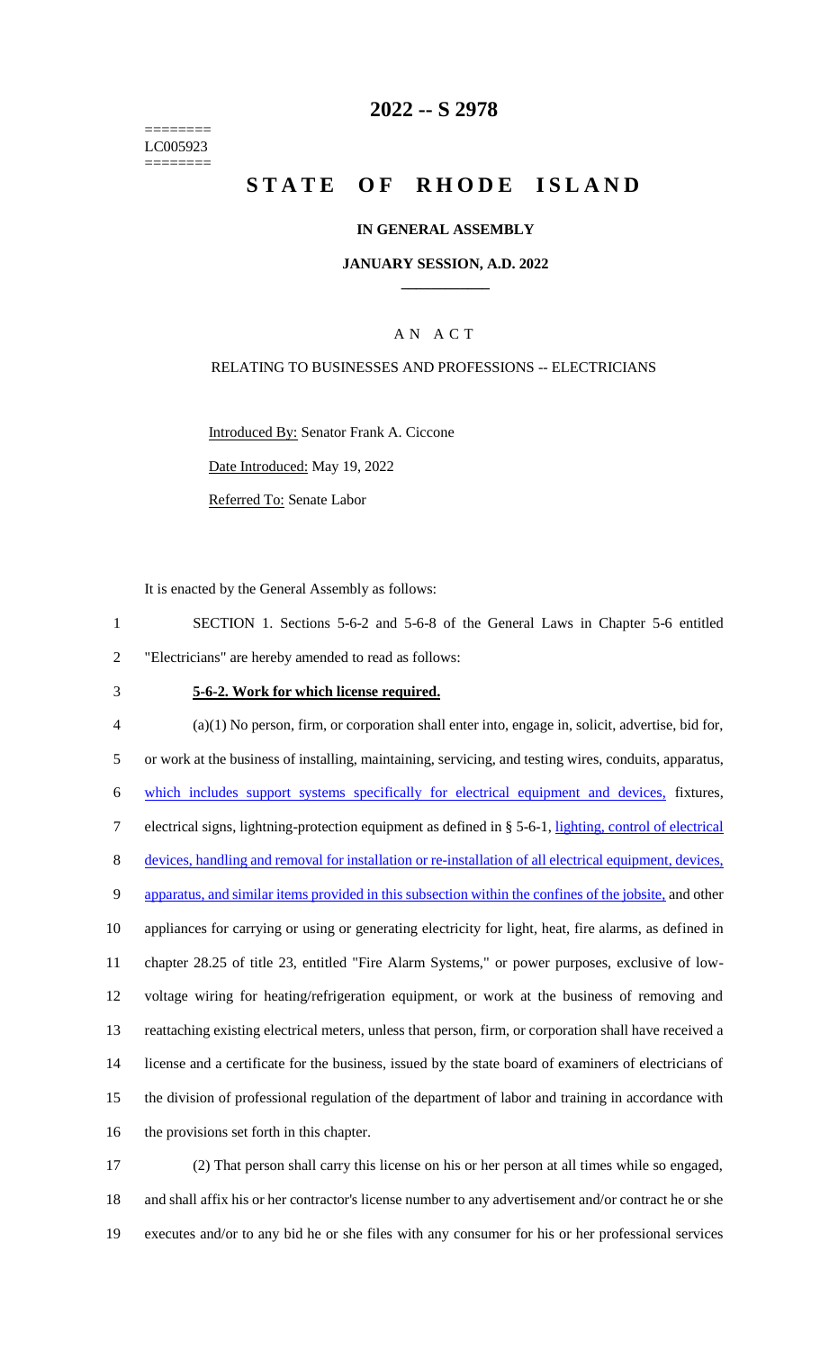========
LC005923
========

# 2022 -- S 2978

# STATE OF RHODE ISLAND

## IN GENERAL ASSEMBLY

### JANUARY SESSION, A.D. 2022

A N A C T

RELATING TO BUSINESSES AND PROFESSIONS -- ELECTRICIANS

Introduced By: Senator Frank A. Ciccone

Date Introduced: May 19, 2022

Referred To: Senate Labor

It is enacted by the General Assembly as follows:

SECTION 1. Sections 5-6-2 and 5-6-8 of the General Laws in Chapter 5-6 entitled "Electricians" are hereby amended to read as follows:

**5-6-2. Work for which license required.**

(a)(1) No person, firm, or corporation shall enter into, engage in, solicit, advertise, bid for, or work at the business of installing, maintaining, servicing, and testing wires, conduits, apparatus, which includes support systems specifically for electrical equipment and devices, fixtures, electrical signs, lightning-protection equipment as defined in § 5-6-1, lighting, control of electrical devices, handling and removal for installation or re-installation of all electrical equipment, devices, apparatus, and similar items provided in this subsection within the confines of the jobsite, and other appliances for carrying or using or generating electricity for light, heat, fire alarms, as defined in chapter 28.25 of title 23, entitled "Fire Alarm Systems," or power purposes, exclusive of low-voltage wiring for heating/refrigeration equipment, or work at the business of removing and reattaching existing electrical meters, unless that person, firm, or corporation shall have received a license and a certificate for the business, issued by the state board of examiners of electricians of the division of professional regulation of the department of labor and training in accordance with the provisions set forth in this chapter.

(2) That person shall carry this license on his or her person at all times while so engaged, and shall affix his or her contractor's license number to any advertisement and/or contract he or she executes and/or to any bid he or she files with any consumer for his or her professional services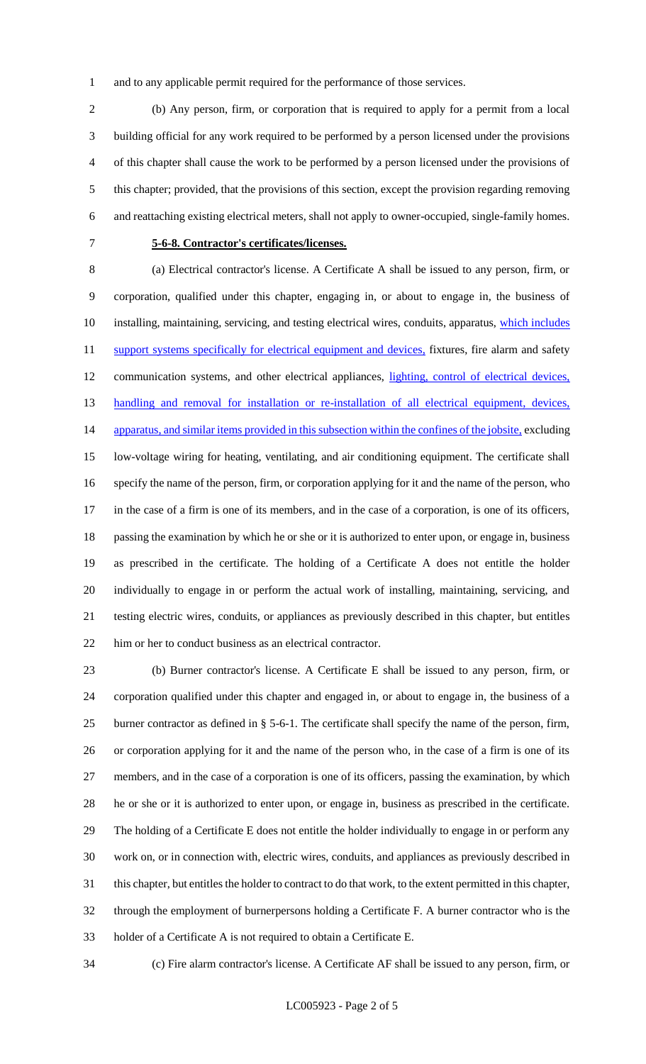and to any applicable permit required for the performance of those services.

(b) Any person, firm, or corporation that is required to apply for a permit from a local building official for any work required to be performed by a person licensed under the provisions of this chapter shall cause the work to be performed by a person licensed under the provisions of this chapter; provided, that the provisions of this section, except the provision regarding removing and reattaching existing electrical meters, shall not apply to owner-occupied, single-family homes.

**5-6-8. Contractor's certificates/licenses.**

(a) Electrical contractor's license. A Certificate A shall be issued to any person, firm, or corporation, qualified under this chapter, engaging in, or about to engage in, the business of installing, maintaining, servicing, and testing electrical wires, conduits, apparatus, which includes support systems specifically for electrical equipment and devices, fixtures, fire alarm and safety communication systems, and other electrical appliances, lighting, control of electrical devices, handling and removal for installation or re-installation of all electrical equipment, devices, apparatus, and similar items provided in this subsection within the confines of the jobsite, excluding low-voltage wiring for heating, ventilating, and air conditioning equipment. The certificate shall specify the name of the person, firm, or corporation applying for it and the name of the person, who in the case of a firm is one of its members, and in the case of a corporation, is one of its officers, passing the examination by which he or she or it is authorized to enter upon, or engage in, business as prescribed in the certificate. The holding of a Certificate A does not entitle the holder individually to engage in or perform the actual work of installing, maintaining, servicing, and testing electric wires, conduits, or appliances as previously described in this chapter, but entitles him or her to conduct business as an electrical contractor.

(b) Burner contractor's license. A Certificate E shall be issued to any person, firm, or corporation qualified under this chapter and engaged in, or about to engage in, the business of a burner contractor as defined in § 5-6-1. The certificate shall specify the name of the person, firm, or corporation applying for it and the name of the person who, in the case of a firm is one of its members, and in the case of a corporation is one of its officers, passing the examination, by which he or she or it is authorized to enter upon, or engage in, business as prescribed in the certificate. The holding of a Certificate E does not entitle the holder individually to engage in or perform any work on, or in connection with, electric wires, conduits, and appliances as previously described in this chapter, but entitles the holder to contract to do that work, to the extent permitted in this chapter, through the employment of burnerpersons holding a Certificate F. A burner contractor who is the holder of a Certificate A is not required to obtain a Certificate E.

(c) Fire alarm contractor's license. A Certificate AF shall be issued to any person, firm, or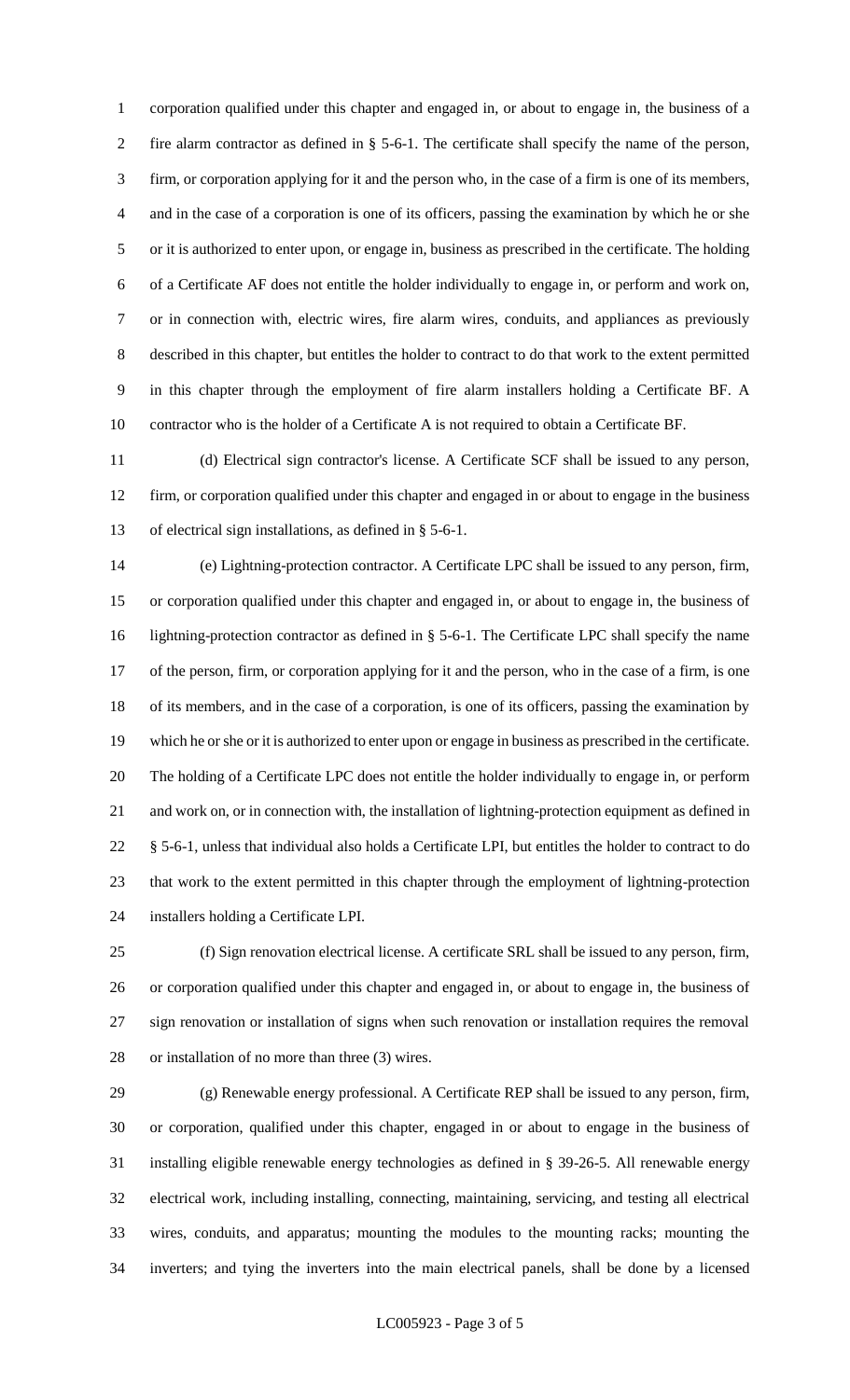corporation qualified under this chapter and engaged in, or about to engage in, the business of a fire alarm contractor as defined in § 5-6-1. The certificate shall specify the name of the person, firm, or corporation applying for it and the person who, in the case of a firm is one of its members, and in the case of a corporation is one of its officers, passing the examination by which he or she or it is authorized to enter upon, or engage in, business as prescribed in the certificate. The holding of a Certificate AF does not entitle the holder individually to engage in, or perform and work on, or in connection with, electric wires, fire alarm wires, conduits, and appliances as previously described in this chapter, but entitles the holder to contract to do that work to the extent permitted in this chapter through the employment of fire alarm installers holding a Certificate BF. A contractor who is the holder of a Certificate A is not required to obtain a Certificate BF.

(d) Electrical sign contractor's license. A Certificate SCF shall be issued to any person, firm, or corporation qualified under this chapter and engaged in or about to engage in the business of electrical sign installations, as defined in § 5-6-1.

(e) Lightning-protection contractor. A Certificate LPC shall be issued to any person, firm, or corporation qualified under this chapter and engaged in, or about to engage in, the business of lightning-protection contractor as defined in § 5-6-1. The Certificate LPC shall specify the name of the person, firm, or corporation applying for it and the person, who in the case of a firm, is one of its members, and in the case of a corporation, is one of its officers, passing the examination by which he or she or it is authorized to enter upon or engage in business as prescribed in the certificate. The holding of a Certificate LPC does not entitle the holder individually to engage in, or perform and work on, or in connection with, the installation of lightning-protection equipment as defined in § 5-6-1, unless that individual also holds a Certificate LPI, but entitles the holder to contract to do that work to the extent permitted in this chapter through the employment of lightning-protection installers holding a Certificate LPI.

(f) Sign renovation electrical license. A certificate SRL shall be issued to any person, firm, or corporation qualified under this chapter and engaged in, or about to engage in, the business of sign renovation or installation of signs when such renovation or installation requires the removal or installation of no more than three (3) wires.

(g) Renewable energy professional. A Certificate REP shall be issued to any person, firm, or corporation, qualified under this chapter, engaged in or about to engage in the business of installing eligible renewable energy technologies as defined in § 39-26-5. All renewable energy electrical work, including installing, connecting, maintaining, servicing, and testing all electrical wires, conduits, and apparatus; mounting the modules to the mounting racks; mounting the inverters; and tying the inverters into the main electrical panels, shall be done by a licensed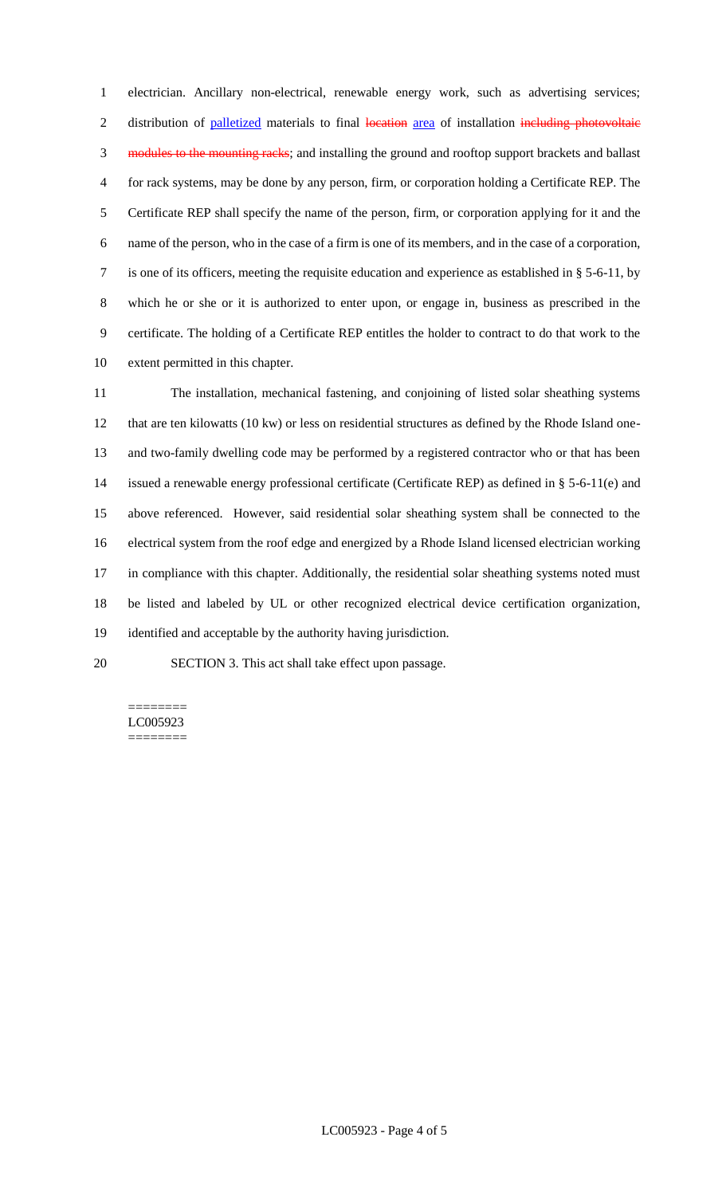electrician. Ancillary non-electrical, renewable energy work, such as advertising services; distribution of palletized materials to final ~~location~~ area of installation ~~including photovoltaic modules to the mounting racks~~; and installing the ground and rooftop support brackets and ballast for rack systems, may be done by any person, firm, or corporation holding a Certificate REP. The Certificate REP shall specify the name of the person, firm, or corporation applying for it and the name of the person, who in the case of a firm is one of its members, and in the case of a corporation, is one of its officers, meeting the requisite education and experience as established in § 5-6-11, by which he or she or it is authorized to enter upon, or engage in, business as prescribed in the certificate. The holding of a Certificate REP entitles the holder to contract to do that work to the extent permitted in this chapter.

The installation, mechanical fastening, and conjoining of listed solar sheathing systems that are ten kilowatts (10 kw) or less on residential structures as defined by the Rhode Island one- and two-family dwelling code may be performed by a registered contractor who or that has been issued a renewable energy professional certificate (Certificate REP) as defined in § 5-6-11(e) and above referenced. However, said residential solar sheathing system shall be connected to the electrical system from the roof edge and energized by a Rhode Island licensed electrician working in compliance with this chapter. Additionally, the residential solar sheathing systems noted must be listed and labeled by UL or other recognized electrical device certification organization, identified and acceptable by the authority having jurisdiction.

SECTION 3. This act shall take effect upon passage.

========
LC005923
========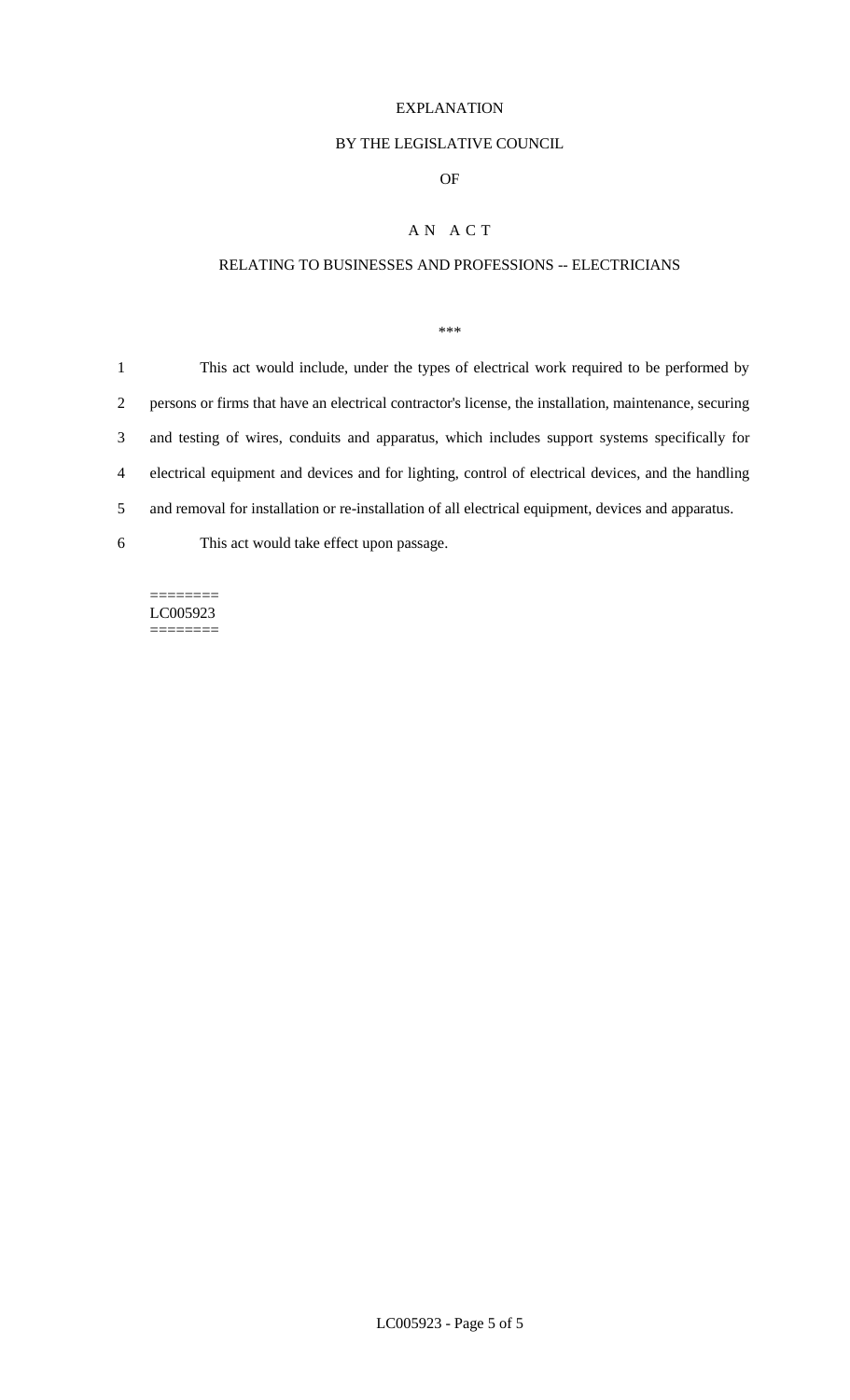EXPLANATION

BY THE LEGISLATIVE COUNCIL

OF

A N A C T

RELATING TO BUSINESSES AND PROFESSIONS -- ELECTRICIANS

\*\*\*

This act would include, under the types of electrical work required to be performed by persons or firms that have an electrical contractor's license, the installation, maintenance, securing and testing of wires, conduits and apparatus, which includes support systems specifically for electrical equipment and devices and for lighting, control of electrical devices, and the handling and removal for installation or re-installation of all electrical equipment, devices and apparatus.

This act would take effect upon passage.

========
LC005923
========